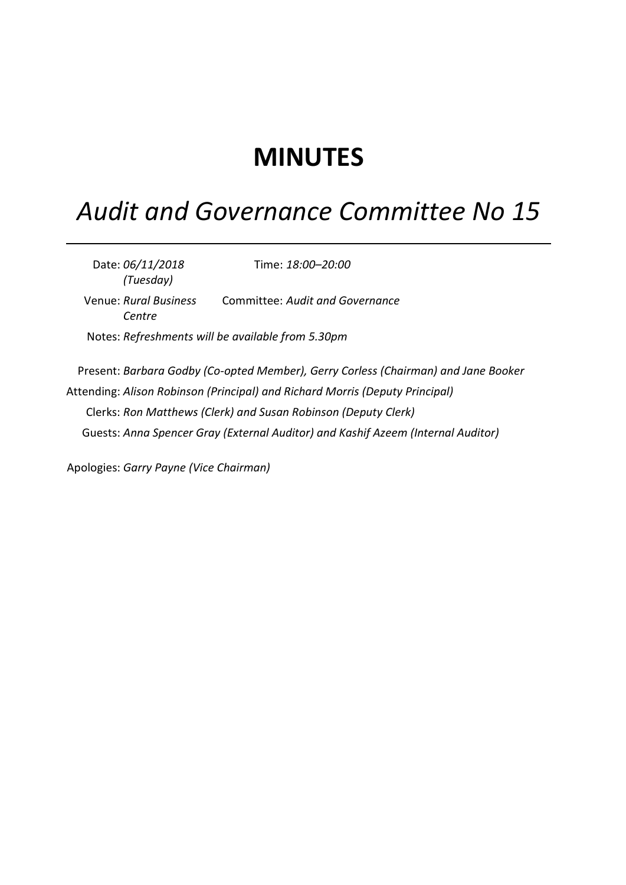# MINUTES

## *Audit and Governance Committee No 15*

---

Date: *06/11/2018 (Tuesday)*    Time: *18:00–20:00*

Venue: *Rural Business Centre*    Committee: *Audit and Governance*

Notes: *Refreshments will be available from 5.30pm*

Present: *Barbara Godby (Co-opted Member), Gerry Corless (Chairman) and Jane Booker*

Attending: *Alison Robinson (Principal) and Richard Morris (Deputy Principal)*

Clerks: *Ron Matthews (Clerk) and Susan Robinson (Deputy Clerk)*

Guests: *Anna Spencer Gray (External Auditor) and Kashif Azeem (Internal Auditor)*

Apologies: *Garry Payne (Vice Chairman)*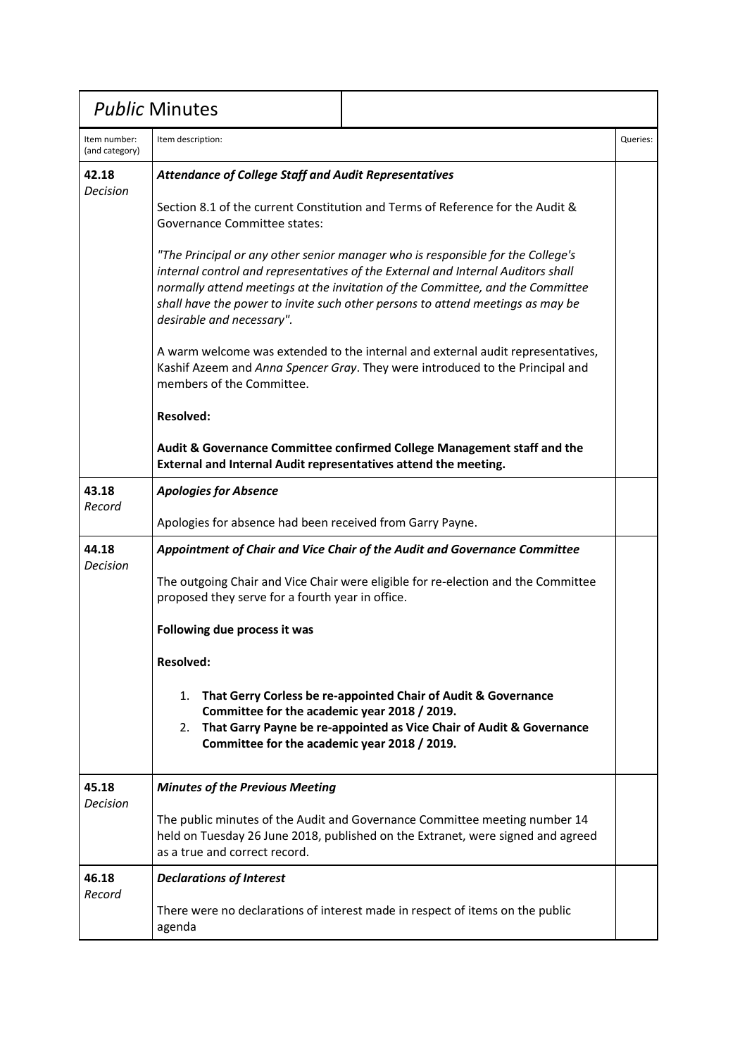| *Public* Minutes | | |
|---|---|---|
| Item number: (and category) | Item description: | Queries: |
| **42.18** *Decision* | ***Attendance of College Staff and Audit Representatives***<br><br>Section 8.1 of the current Constitution and Terms of Reference for the Audit & Governance Committee states:<br><br>*"The Principal or any other senior manager who is responsible for the College's internal control and representatives of the External and Internal Auditors shall normally attend meetings at the invitation of the Committee, and the Committee shall have the power to invite such other persons to attend meetings as may be desirable and necessary".*<br><br>A warm welcome was extended to the internal and external audit representatives, Kashif Azeem and *Anna Spencer Gray*. They were introduced to the Principal and members of the Committee.<br><br>**Resolved:**<br><br>**Audit & Governance Committee confirmed College Management staff and the External and Internal Audit representatives attend the meeting.** | |
| **43.18** *Record* | ***Apologies for Absence***<br><br>Apologies for absence had been received from Garry Payne. | |
| **44.18** *Decision* | ***Appointment of Chair and Vice Chair of the Audit and Governance Committee***<br><br>The outgoing Chair and Vice Chair were eligible for re-election and the Committee proposed they serve for a fourth year in office.<br><br>**Following due process it was**<br><br>**Resolved:**<br><br>1. **That Gerry Corless be re-appointed Chair of Audit & Governance Committee for the academic year 2018 / 2019.**<br>2. **That Garry Payne be re-appointed as Vice Chair of Audit & Governance Committee for the academic year 2018 / 2019.** | |
| **45.18** *Decision* | ***Minutes of the Previous Meeting***<br><br>The public minutes of the Audit and Governance Committee meeting number 14 held on Tuesday 26 June 2018, published on the Extranet, were signed and agreed as a true and correct record. | |
| **46.18** *Record* | ***Declarations of Interest***<br><br>There were no declarations of interest made in respect of items on the public agenda | |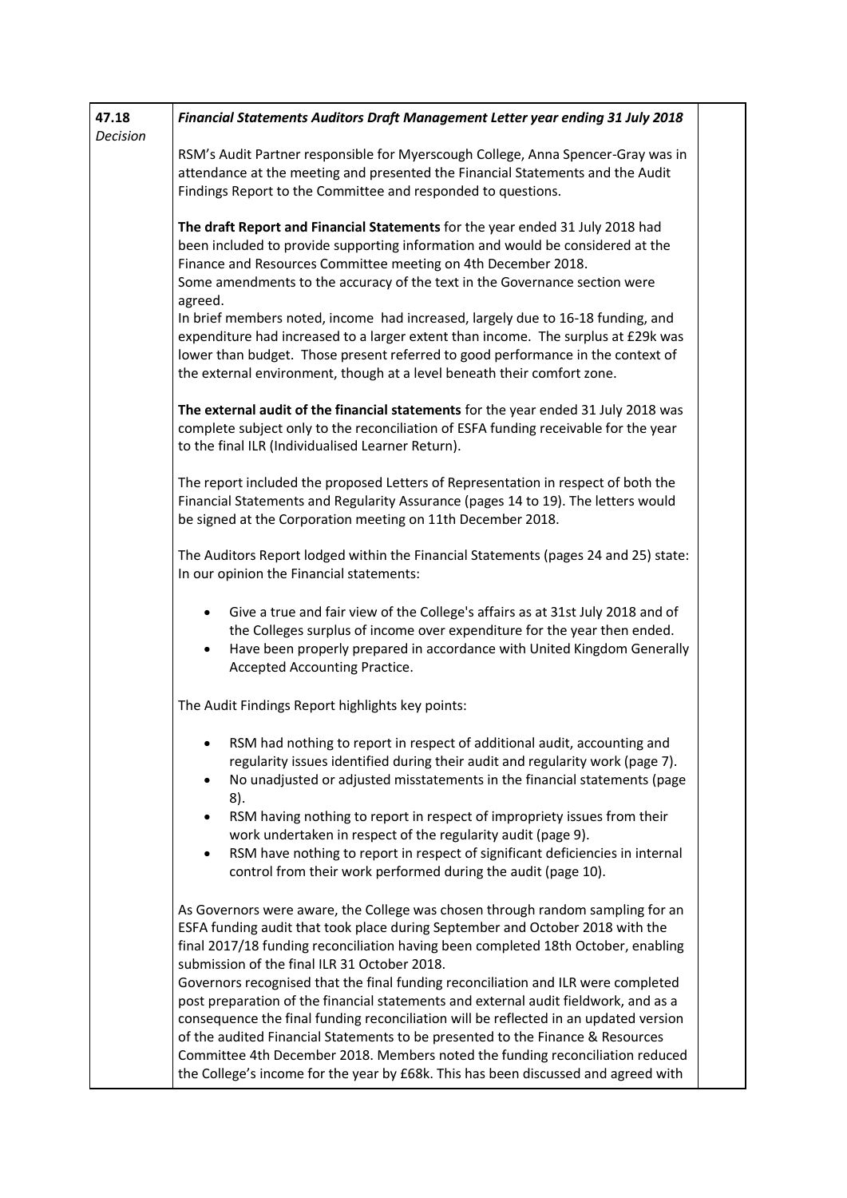| 47.18 *Decision* | ***Financial Statements Auditors Draft Management Letter year ending 31 July 2018*** | |
|---|---|---|

RSM's Audit Partner responsible for Myerscough College, Anna Spencer-Gray was in attendance at the meeting and presented the Financial Statements and the Audit Findings Report to the Committee and responded to questions.

**The draft Report and Financial Statements** for the year ended 31 July 2018 had been included to provide supporting information and would be considered at the Finance and Resources Committee meeting on 4th December 2018.
Some amendments to the accuracy of the text in the Governance section were agreed.
In brief members noted, income had increased, largely due to 16-18 funding, and expenditure had increased to a larger extent than income. The surplus at £29k was lower than budget. Those present referred to good performance in the context of the external environment, though at a level beneath their comfort zone.

**The external audit of the financial statements** for the year ended 31 July 2018 was complete subject only to the reconciliation of ESFA funding receivable for the year to the final ILR (Individualised Learner Return).

The report included the proposed Letters of Representation in respect of both the Financial Statements and Regularity Assurance (pages 14 to 19). The letters would be signed at the Corporation meeting on 11th December 2018.

The Auditors Report lodged within the Financial Statements (pages 24 and 25) state:
In our opinion the Financial statements:

- Give a true and fair view of the College's affairs as at 31st July 2018 and of the Colleges surplus of income over expenditure for the year then ended.
- Have been properly prepared in accordance with United Kingdom Generally Accepted Accounting Practice.

The Audit Findings Report highlights key points:

- RSM had nothing to report in respect of additional audit, accounting and regularity issues identified during their audit and regularity work (page 7).
- No unadjusted or adjusted misstatements in the financial statements (page 8).
- RSM having nothing to report in respect of impropriety issues from their work undertaken in respect of the regularity audit (page 9).
- RSM have nothing to report in respect of significant deficiencies in internal control from their work performed during the audit (page 10).

As Governors were aware, the College was chosen through random sampling for an ESFA funding audit that took place during September and October 2018 with the final 2017/18 funding reconciliation having been completed 18th October, enabling submission of the final ILR 31 October 2018.
Governors recognised that the final funding reconciliation and ILR were completed post preparation of the financial statements and external audit fieldwork, and as a consequence the final funding reconciliation will be reflected in an updated version of the audited Financial Statements to be presented to the Finance & Resources Committee 4th December 2018. Members noted the funding reconciliation reduced the College's income for the year by £68k. This has been discussed and agreed with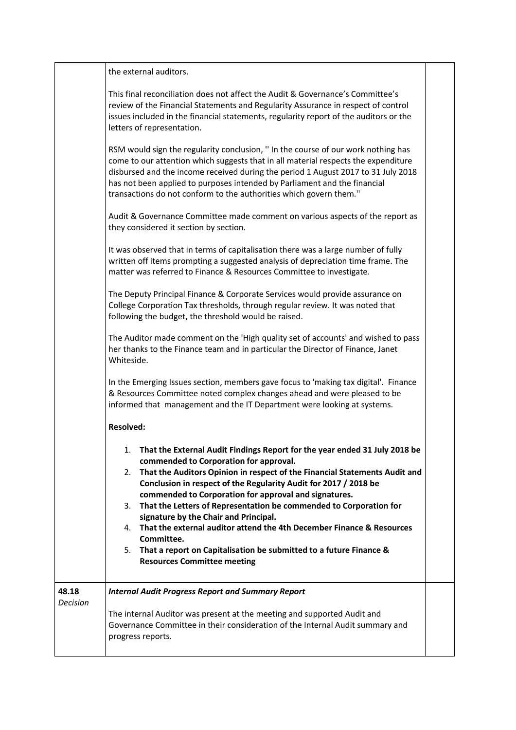| | | |
|---|---|---|
| | the external auditors.<br><br>This final reconciliation does not affect the Audit & Governance's Committee's review of the Financial Statements and Regularity Assurance in respect of control issues included in the financial statements, regularity report of the auditors or the letters of representation.<br><br>RSM would sign the regularity conclusion, '' In the course of our work nothing has come to our attention which suggests that in all material respects the expenditure disbursed and the income received during the period 1 August 2017 to 31 July 2018 has not been applied to purposes intended by Parliament and the financial transactions do not conform to the authorities which govern them.''<br><br>Audit & Governance Committee made comment on various aspects of the report as they considered it section by section.<br><br>It was observed that in terms of capitalisation there was a large number of fully written off items prompting a suggested analysis of depreciation time frame. The matter was referred to Finance & Resources Committee to investigate.<br><br>The Deputy Principal Finance & Corporate Services would provide assurance on College Corporation Tax thresholds, through regular review. It was noted that following the budget, the threshold would be raised.<br><br>The Auditor made comment on the 'High quality set of accounts' and wished to pass her thanks to the Finance team and in particular the Director of Finance, Janet Whiteside.<br><br>In the Emerging Issues section, members gave focus to 'making tax digital'. Finance & Resources Committee noted complex changes ahead and were pleased to be informed that management and the IT Department were looking at systems.<br><br>**Resolved:**<br><br>1. **That the External Audit Findings Report for the year ended 31 July 2018 be commended to Corporation for approval.**<br>2. **That the Auditors Opinion in respect of the Financial Statements Audit and Conclusion in respect of the Regularity Audit for 2017 / 2018 be commended to Corporation for approval and signatures.**<br>3. **That the Letters of Representation be commended to Corporation for signature by the Chair and Principal.**<br>4. **That the external auditor attend the 4th December Finance & Resources Committee.**<br>5. **That a report on Capitalisation be submitted to a future Finance & Resources Committee meeting** | |
| 48.18<br>*Decision* | ***Internal Audit Progress Report and Summary Report***<br><br>The internal Auditor was present at the meeting and supported Audit and Governance Committee in their consideration of the Internal Audit summary and progress reports. | |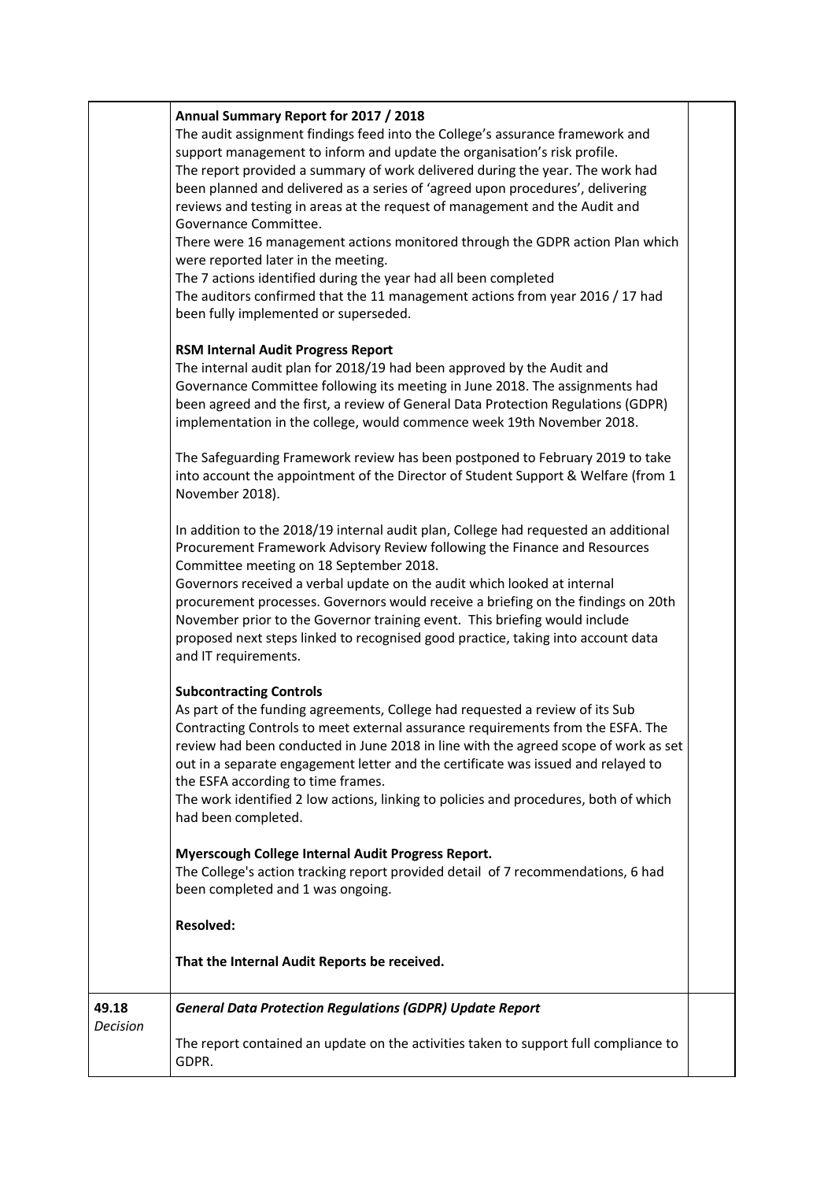| | | |
|---|---|---|
| | **Annual Summary Report for 2017 / 2018**<br>The audit assignment findings feed into the College's assurance framework and support management to inform and update the organisation's risk profile.<br>The report provided a summary of work delivered during the year. The work had been planned and delivered as a series of 'agreed upon procedures', delivering reviews and testing in areas at the request of management and the Audit and Governance Committee.<br>There were 16 management actions monitored through the GDPR action Plan which were reported later in the meeting.<br>The 7 actions identified during the year had all been completed<br>The auditors confirmed that the 11 management actions from year 2016 / 17 had been fully implemented or superseded.<br><br>**RSM Internal Audit Progress Report**<br>The internal audit plan for 2018/19 had been approved by the Audit and Governance Committee following its meeting in June 2018. The assignments had been agreed and the first, a review of General Data Protection Regulations (GDPR) implementation in the college, would commence week 19th November 2018.<br><br>The Safeguarding Framework review has been postponed to February 2019 to take into account the appointment of the Director of Student Support & Welfare (from 1 November 2018).<br><br>In addition to the 2018/19 internal audit plan, College had requested an additional Procurement Framework Advisory Review following the Finance and Resources Committee meeting on 18 September 2018.<br>Governors received a verbal update on the audit which looked at internal procurement processes. Governors would receive a briefing on the findings on 20th November prior to the Governor training event. This briefing would include proposed next steps linked to recognised good practice, taking into account data and IT requirements.<br><br>**Subcontracting Controls**<br>As part of the funding agreements, College had requested a review of its Sub Contracting Controls to meet external assurance requirements from the ESFA. The review had been conducted in June 2018 in line with the agreed scope of work as set out in a separate engagement letter and the certificate was issued and relayed to the ESFA according to time frames.<br>The work identified 2 low actions, linking to policies and procedures, both of which had been completed.<br><br>**Myerscough College Internal Audit Progress Report.**<br>The College's action tracking report provided detail of 7 recommendations, 6 had been completed and 1 was ongoing.<br><br>**Resolved:**<br><br>**That the Internal Audit Reports be received.** | |
| **49.18**<br>*Decision* | ***General Data Protection Regulations (GDPR) Update Report***<br><br>The report contained an update on the activities taken to support full compliance to GDPR. | |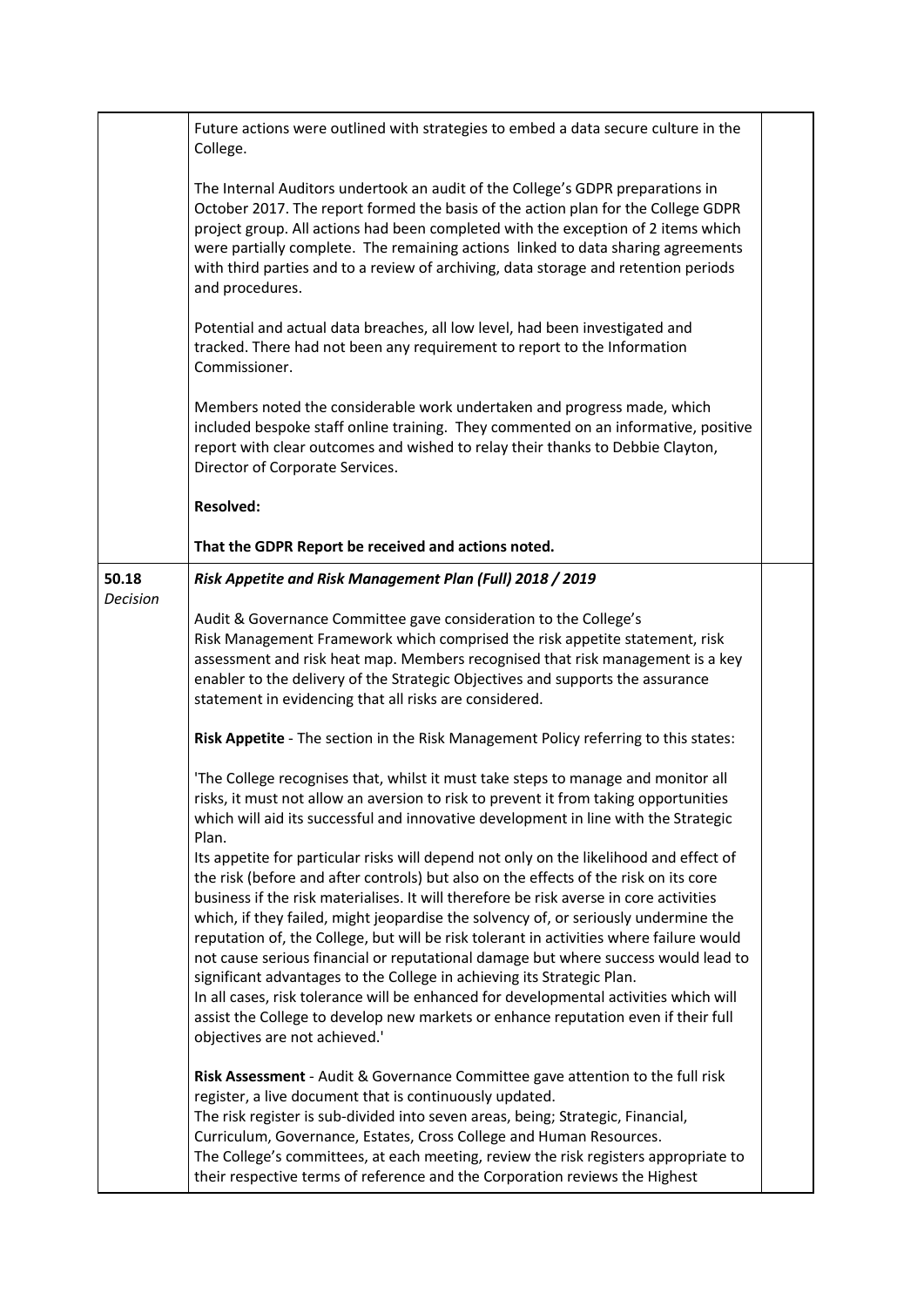| | | |
|---|---|---|
| | Future actions were outlined with strategies to embed a data secure culture in the College.<br><br>The Internal Auditors undertook an audit of the College's GDPR preparations in October 2017. The report formed the basis of the action plan for the College GDPR project group. All actions had been completed with the exception of 2 items which were partially complete. The remaining actions linked to data sharing agreements with third parties and to a review of archiving, data storage and retention periods and procedures.<br><br>Potential and actual data breaches, all low level, had been investigated and tracked. There had not been any requirement to report to the Information Commissioner.<br><br>Members noted the considerable work undertaken and progress made, which included bespoke staff online training. They commented on an informative, positive report with clear outcomes and wished to relay their thanks to Debbie Clayton, Director of Corporate Services.<br><br>**Resolved:**<br><br>**That the GDPR Report be received and actions noted.** | |
| 50.18<br>*Decision* | ***Risk Appetite and Risk Management Plan (Full) 2018 / 2019***<br><br>Audit & Governance Committee gave consideration to the College's Risk Management Framework which comprised the risk appetite statement, risk assessment and risk heat map. Members recognised that risk management is a key enabler to the delivery of the Strategic Objectives and supports the assurance statement in evidencing that all risks are considered.<br><br>**Risk Appetite** - The section in the Risk Management Policy referring to this states:<br><br>'The College recognises that, whilst it must take steps to manage and monitor all risks, it must not allow an aversion to risk to prevent it from taking opportunities which will aid its successful and innovative development in line with the Strategic Plan.<br>Its appetite for particular risks will depend not only on the likelihood and effect of the risk (before and after controls) but also on the effects of the risk on its core business if the risk materialises. It will therefore be risk averse in core activities which, if they failed, might jeopardise the solvency of, or seriously undermine the reputation of, the College, but will be risk tolerant in activities where failure would not cause serious financial or reputational damage but where success would lead to significant advantages to the College in achieving its Strategic Plan.<br>In all cases, risk tolerance will be enhanced for developmental activities which will assist the College to develop new markets or enhance reputation even if their full objectives are not achieved.'<br><br>**Risk Assessment** - Audit & Governance Committee gave attention to the full risk register, a live document that is continuously updated.<br>The risk register is sub-divided into seven areas, being; Strategic, Financial, Curriculum, Governance, Estates, Cross College and Human Resources.<br>The College's committees, at each meeting, review the risk registers appropriate to their respective terms of reference and the Corporation reviews the Highest | |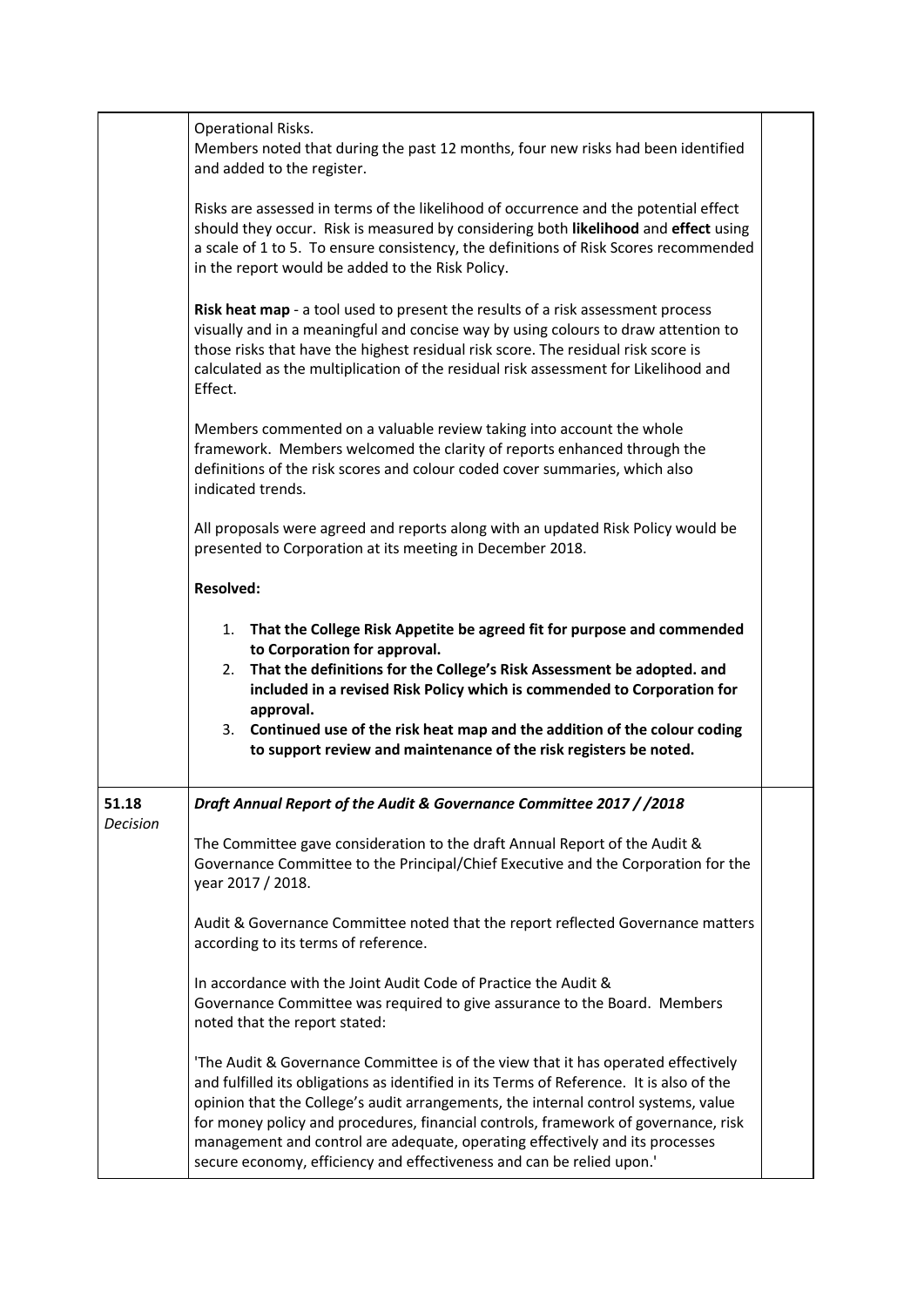| | | |
|---|---|---|
| | Operational Risks.<br>Members noted that during the past 12 months, four new risks had been identified and added to the register.<br><br>Risks are assessed in terms of the likelihood of occurrence and the potential effect should they occur. Risk is measured by considering both **likelihood** and **effect** using a scale of 1 to 5. To ensure consistency, the definitions of Risk Scores recommended in the report would be added to the Risk Policy.<br><br>**Risk heat map** - a tool used to present the results of a risk assessment process visually and in a meaningful and concise way by using colours to draw attention to those risks that have the highest residual risk score. The residual risk score is calculated as the multiplication of the residual risk assessment for Likelihood and Effect.<br><br>Members commented on a valuable review taking into account the whole framework. Members welcomed the clarity of reports enhanced through the definitions of the risk scores and colour coded cover summaries, which also indicated trends.<br><br>All proposals were agreed and reports along with an updated Risk Policy would be presented to Corporation at its meeting in December 2018.<br><br>**Resolved:**<br><br>1. **That the College Risk Appetite be agreed fit for purpose and commended to Corporation for approval.**<br>2. **That the definitions for the College's Risk Assessment be adopted. and included in a revised Risk Policy which is commended to Corporation for approval.**<br>3. **Continued use of the risk heat map and the addition of the colour coding to support review and maintenance of the risk registers be noted.** | |
| 51.18<br>*Decision* | ***Draft Annual Report of the Audit & Governance Committee 2017 / /2018***<br><br>The Committee gave consideration to the draft Annual Report of the Audit & Governance Committee to the Principal/Chief Executive and the Corporation for the year 2017 / 2018.<br><br>Audit & Governance Committee noted that the report reflected Governance matters according to its terms of reference.<br><br>In accordance with the Joint Audit Code of Practice the Audit & Governance Committee was required to give assurance to the Board. Members noted that the report stated:<br><br>'The Audit & Governance Committee is of the view that it has operated effectively and fulfilled its obligations as identified in its Terms of Reference. It is also of the opinion that the College's audit arrangements, the internal control systems, value for money policy and procedures, financial controls, framework of governance, risk management and control are adequate, operating effectively and its processes secure economy, efficiency and effectiveness and can be relied upon.' | |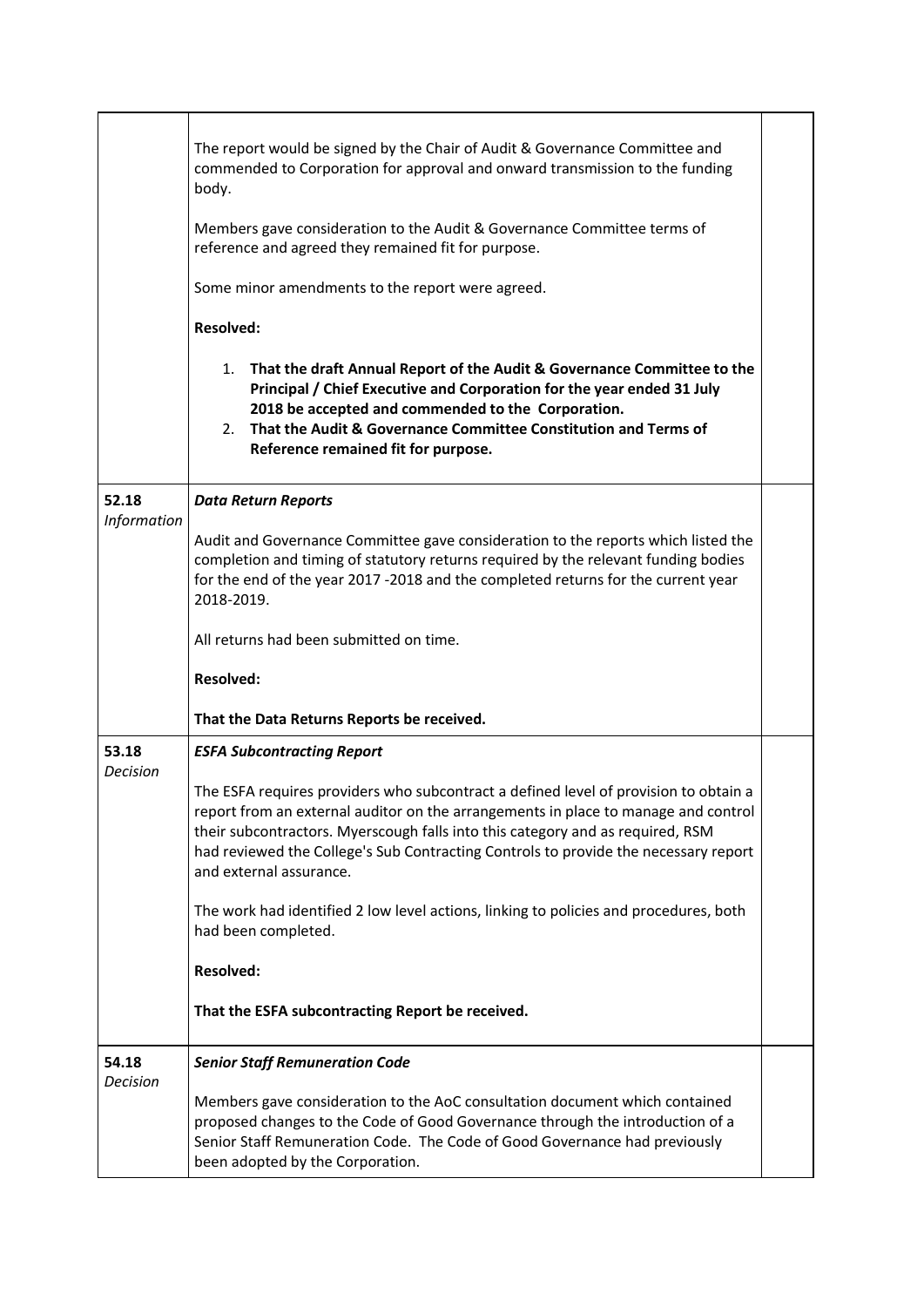| | | |
|---|---|---|
| | The report would be signed by the Chair of Audit & Governance Committee and commended to Corporation for approval and onward transmission to the funding body.<br><br>Members gave consideration to the Audit & Governance Committee terms of reference and agreed they remained fit for purpose.<br><br>Some minor amendments to the report were agreed.<br><br>**Resolved:**<br><br>1. **That the draft Annual Report of the Audit & Governance Committee to the Principal / Chief Executive and Corporation for the year ended 31 July 2018 be accepted and commended to the Corporation.**<br>2. **That the Audit & Governance Committee Constitution and Terms of Reference remained fit for purpose.** | |
| **52.18**<br>*Information* | ***Data Return Reports***<br><br>Audit and Governance Committee gave consideration to the reports which listed the completion and timing of statutory returns required by the relevant funding bodies for the end of the year 2017 -2018 and the completed returns for the current year 2018-2019.<br><br>All returns had been submitted on time.<br><br>**Resolved:**<br><br>**That the Data Returns Reports be received.** | |
| **53.18**<br>*Decision* | ***ESFA Subcontracting Report***<br><br>The ESFA requires providers who subcontract a defined level of provision to obtain a report from an external auditor on the arrangements in place to manage and control their subcontractors. Myerscough falls into this category and as required, RSM had reviewed the College's Sub Contracting Controls to provide the necessary report and external assurance.<br><br>The work had identified 2 low level actions, linking to policies and procedures, both had been completed.<br><br>**Resolved:**<br><br>**That the ESFA subcontracting Report be received.** | |
| **54.18**<br>*Decision* | ***Senior Staff Remuneration Code***<br><br>Members gave consideration to the AoC consultation document which contained proposed changes to the Code of Good Governance through the introduction of a Senior Staff Remuneration Code. The Code of Good Governance had previously been adopted by the Corporation. | |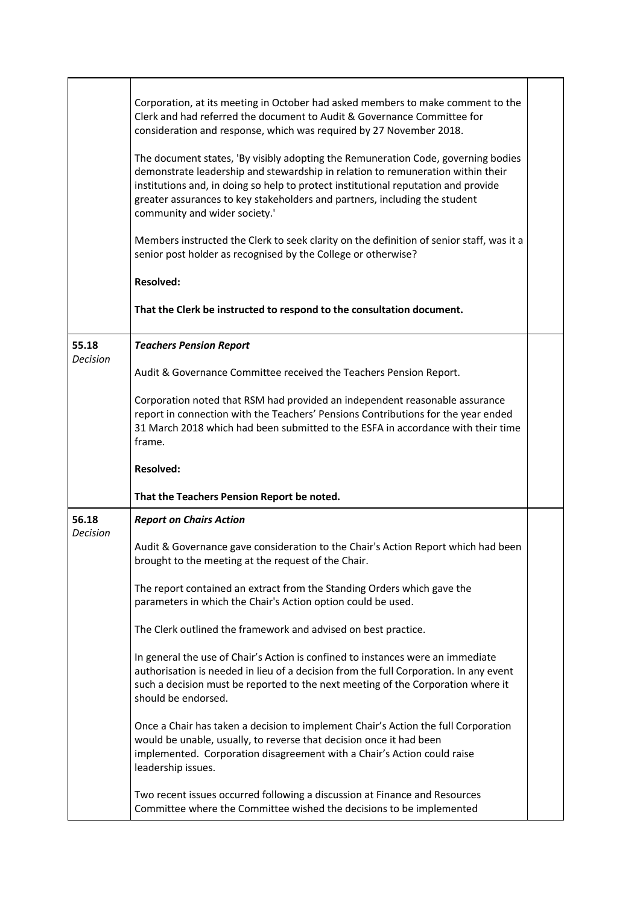| | | |
|---|---|---|
| | Corporation, at its meeting in October had asked members to make comment to the Clerk and had referred the document to Audit & Governance Committee for consideration and response, which was required by 27 November 2018.<br><br>The document states, 'By visibly adopting the Remuneration Code, governing bodies demonstrate leadership and stewardship in relation to remuneration within their institutions and, in doing so help to protect institutional reputation and provide greater assurances to key stakeholders and partners, including the student community and wider society.'<br><br>Members instructed the Clerk to seek clarity on the definition of senior staff, was it a senior post holder as recognised by the College or otherwise?<br><br>**Resolved:**<br><br>**That the Clerk be instructed to respond to the consultation document.** | |
| **55.18**<br>*Decision* | ***Teachers Pension Report***<br><br>Audit & Governance Committee received the Teachers Pension Report.<br><br>Corporation noted that RSM had provided an independent reasonable assurance report in connection with the Teachers' Pensions Contributions for the year ended 31 March 2018 which had been submitted to the ESFA in accordance with their time frame.<br><br>**Resolved:**<br><br>**That the Teachers Pension Report be noted.** | |
| **56.18**<br>*Decision* | ***Report on Chairs Action***<br><br>Audit & Governance gave consideration to the Chair's Action Report which had been brought to the meeting at the request of the Chair.<br><br>The report contained an extract from the Standing Orders which gave the parameters in which the Chair's Action option could be used.<br><br>The Clerk outlined the framework and advised on best practice.<br><br>In general the use of Chair's Action is confined to instances were an immediate authorisation is needed in lieu of a decision from the full Corporation. In any event such a decision must be reported to the next meeting of the Corporation where it should be endorsed.<br><br>Once a Chair has taken a decision to implement Chair's Action the full Corporation would be unable, usually, to reverse that decision once it had been implemented. Corporation disagreement with a Chair's Action could raise leadership issues.<br><br>Two recent issues occurred following a discussion at Finance and Resources Committee where the Committee wished the decisions to be implemented | |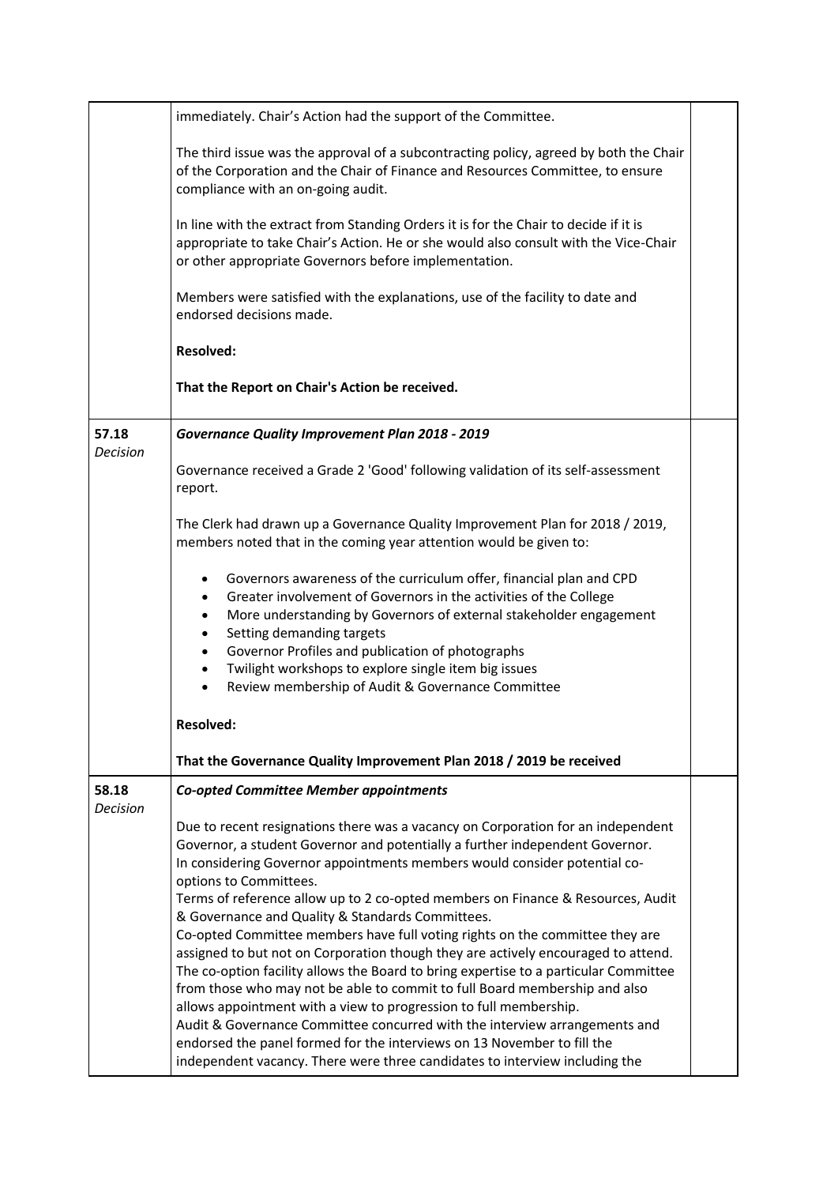| | | |
|---|---|---|
| | immediately. Chair's Action had the support of the Committee.<br><br>The third issue was the approval of a subcontracting policy, agreed by both the Chair of the Corporation and the Chair of Finance and Resources Committee, to ensure compliance with an on-going audit.<br><br>In line with the extract from Standing Orders it is for the Chair to decide if it is appropriate to take Chair's Action. He or she would also consult with the Vice-Chair or other appropriate Governors before implementation.<br><br>Members were satisfied with the explanations, use of the facility to date and endorsed decisions made.<br><br>**Resolved:**<br><br>**That the Report on Chair's Action be received.** | |
| 57.18<br>*Decision* | ***Governance Quality Improvement Plan 2018 - 2019***<br><br>Governance received a Grade 2 'Good' following validation of its self-assessment report.<br><br>The Clerk had drawn up a Governance Quality Improvement Plan for 2018 / 2019, members noted that in the coming year attention would be given to:<br><br>• Governors awareness of the curriculum offer, financial plan and CPD<br>• Greater involvement of Governors in the activities of the College<br>• More understanding by Governors of external stakeholder engagement<br>• Setting demanding targets<br>• Governor Profiles and publication of photographs<br>• Twilight workshops to explore single item big issues<br>• Review membership of Audit & Governance Committee<br><br>**Resolved:**<br><br>**That the Governance Quality Improvement Plan 2018 / 2019 be received** | |
| 58.18<br>*Decision* | ***Co-opted Committee Member appointments***<br><br>Due to recent resignations there was a vacancy on Corporation for an independent Governor, a student Governor and potentially a further independent Governor.<br>In considering Governor appointments members would consider potential co-options to Committees.<br>Terms of reference allow up to 2 co-opted members on Finance & Resources, Audit & Governance and Quality & Standards Committees.<br>Co-opted Committee members have full voting rights on the committee they are assigned to but not on Corporation though they are actively encouraged to attend.<br>The co-option facility allows the Board to bring expertise to a particular Committee from those who may not be able to commit to full Board membership and also allows appointment with a view to progression to full membership.<br>Audit & Governance Committee concurred with the interview arrangements and endorsed the panel formed for the interviews on 13 November to fill the independent vacancy. There were three candidates to interview including the | |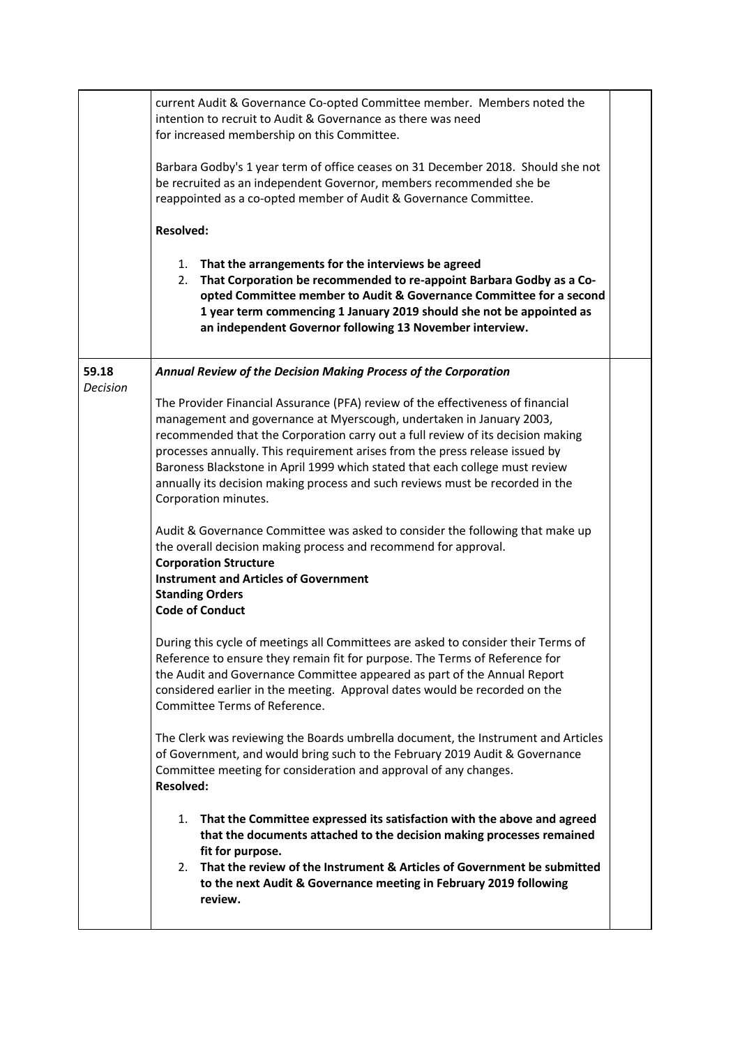| | | |
|---|---|---|
| | current Audit & Governance Co-opted Committee member. Members noted the intention to recruit to Audit & Governance as there was need for increased membership on this Committee.<br><br>Barbara Godby's 1 year term of office ceases on 31 December 2018. Should she not be recruited as an independent Governor, members recommended she be reappointed as a co-opted member of Audit & Governance Committee.<br><br>**Resolved:**<br><br>1. **That the arrangements for the interviews be agreed**<br>2. **That Corporation be recommended to re-appoint Barbara Godby as a Co-opted Committee member to Audit & Governance Committee for a second 1 year term commencing 1 January 2019 should she not be appointed as an independent Governor following 13 November interview.** | |
| 59.18<br>*Decision* | ***Annual Review of the Decision Making Process of the Corporation***<br><br>The Provider Financial Assurance (PFA) review of the effectiveness of financial management and governance at Myerscough, undertaken in January 2003, recommended that the Corporation carry out a full review of its decision making processes annually. This requirement arises from the press release issued by Baroness Blackstone in April 1999 which stated that each college must review annually its decision making process and such reviews must be recorded in the Corporation minutes.<br><br>Audit & Governance Committee was asked to consider the following that make up the overall decision making process and recommend for approval.<br>**Corporation Structure**<br>**Instrument and Articles of Government**<br>**Standing Orders**<br>**Code of Conduct**<br><br>During this cycle of meetings all Committees are asked to consider their Terms of Reference to ensure they remain fit for purpose. The Terms of Reference for the Audit and Governance Committee appeared as part of the Annual Report considered earlier in the meeting. Approval dates would be recorded on the Committee Terms of Reference.<br><br>The Clerk was reviewing the Boards umbrella document, the Instrument and Articles of Government, and would bring such to the February 2019 Audit & Governance Committee meeting for consideration and approval of any changes.<br>**Resolved:**<br><br>1. **That the Committee expressed its satisfaction with the above and agreed that the documents attached to the decision making processes remained fit for purpose.**<br>2. **That the review of the Instrument & Articles of Government be submitted to the next Audit & Governance meeting in February 2019 following review.** | |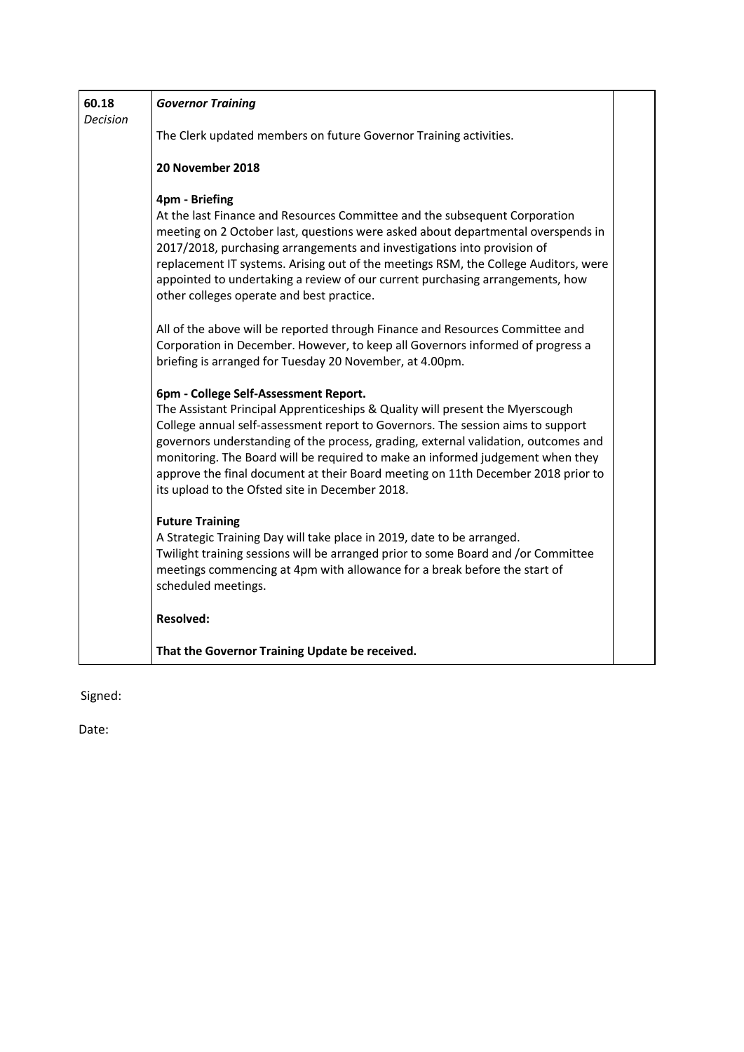| | | |
|---|---|---|
| **60.18**<br>*Decision* | ***Governor Training***<br><br>The Clerk updated members on future Governor Training activities.<br><br>**20 November 2018**<br><br>**4pm - Briefing**<br>At the last Finance and Resources Committee and the subsequent Corporation meeting on 2 October last, questions were asked about departmental overspends in 2017/2018, purchasing arrangements and investigations into provision of replacement IT systems. Arising out of the meetings RSM, the College Auditors, were appointed to undertaking a review of our current purchasing arrangements, how other colleges operate and best practice.<br><br>All of the above will be reported through Finance and Resources Committee and Corporation in December. However, to keep all Governors informed of progress a briefing is arranged for Tuesday 20 November, at 4.00pm.<br><br>**6pm - College Self-Assessment Report.**<br>The Assistant Principal Apprenticeships & Quality will present the Myerscough College annual self-assessment report to Governors. The session aims to support governors understanding of the process, grading, external validation, outcomes and monitoring. The Board will be required to make an informed judgement when they approve the final document at their Board meeting on 11th December 2018 prior to its upload to the Ofsted site in December 2018.<br><br>**Future Training**<br>A Strategic Training Day will take place in 2019, date to be arranged.<br>Twilight training sessions will be arranged prior to some Board and /or Committee meetings commencing at 4pm with allowance for a break before the start of scheduled meetings.<br><br>**Resolved:**<br><br>**That the Governor Training Update be received.** | |

Signed:

Date: